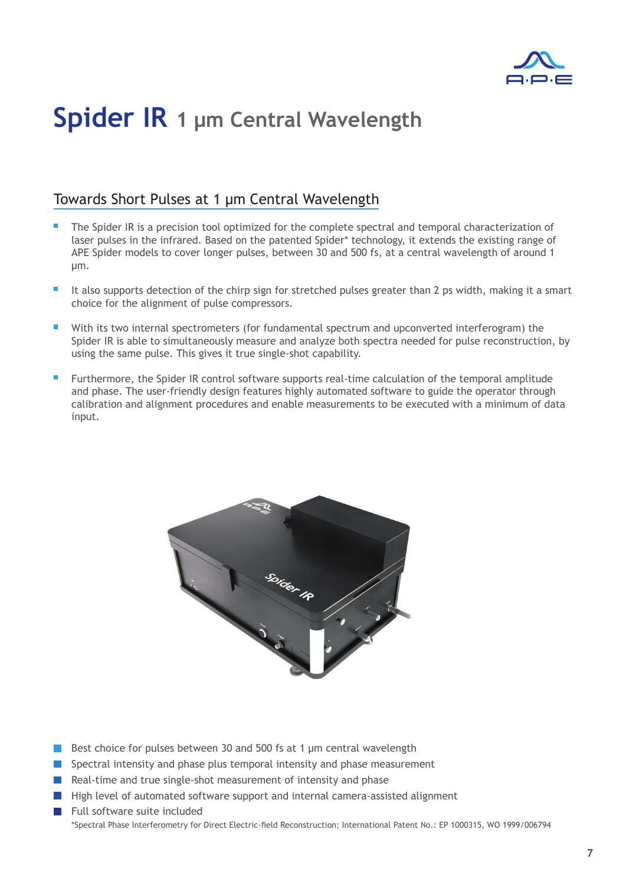# Spider IR 1 µm Central Wavelength

## Towards Short Pulses at 1 µm Central Wavelength

- The Spider IR is a precision tool optimized for the complete spectral and temporal characterization of laser pulses in the infrared. Based on the patented Spider* technology, it extends the existing range of APE Spider models to cover longer pulses, between 30 and 500 fs, at a central wavelength of around 1 µm.
- It also supports detection of the chirp sign for stretched pulses greater than 2 ps width, making it a smart choice for the alignment of pulse compressors.
- With its two internal spectrometers (for fundamental spectrum and upconverted interferogram) the Spider IR is able to simultaneously measure and analyze both spectra needed for pulse reconstruction, by using the same pulse. This gives it true single-shot capability.
- Furthermore, the Spider IR control software supports real-time calculation of the temporal amplitude and phase. The user-friendly design features highly automated software to guide the operator through calibration and alignment procedures and enable measurements to be executed with a minimum of data input.

- Best choice for pulses between 30 and 500 fs at 1 µm central wavelength
- Spectral intensity and phase plus temporal intensity and phase measurement
- Real-time and true single-shot measurement of intensity and phase
- High level of automated software support and internal camera-assisted alignment
- Full software suite included

*Spectral Phase Interferometry for Direct Electric-field Reconstruction; International Patent No.: EP 1000315, WO 1999/006794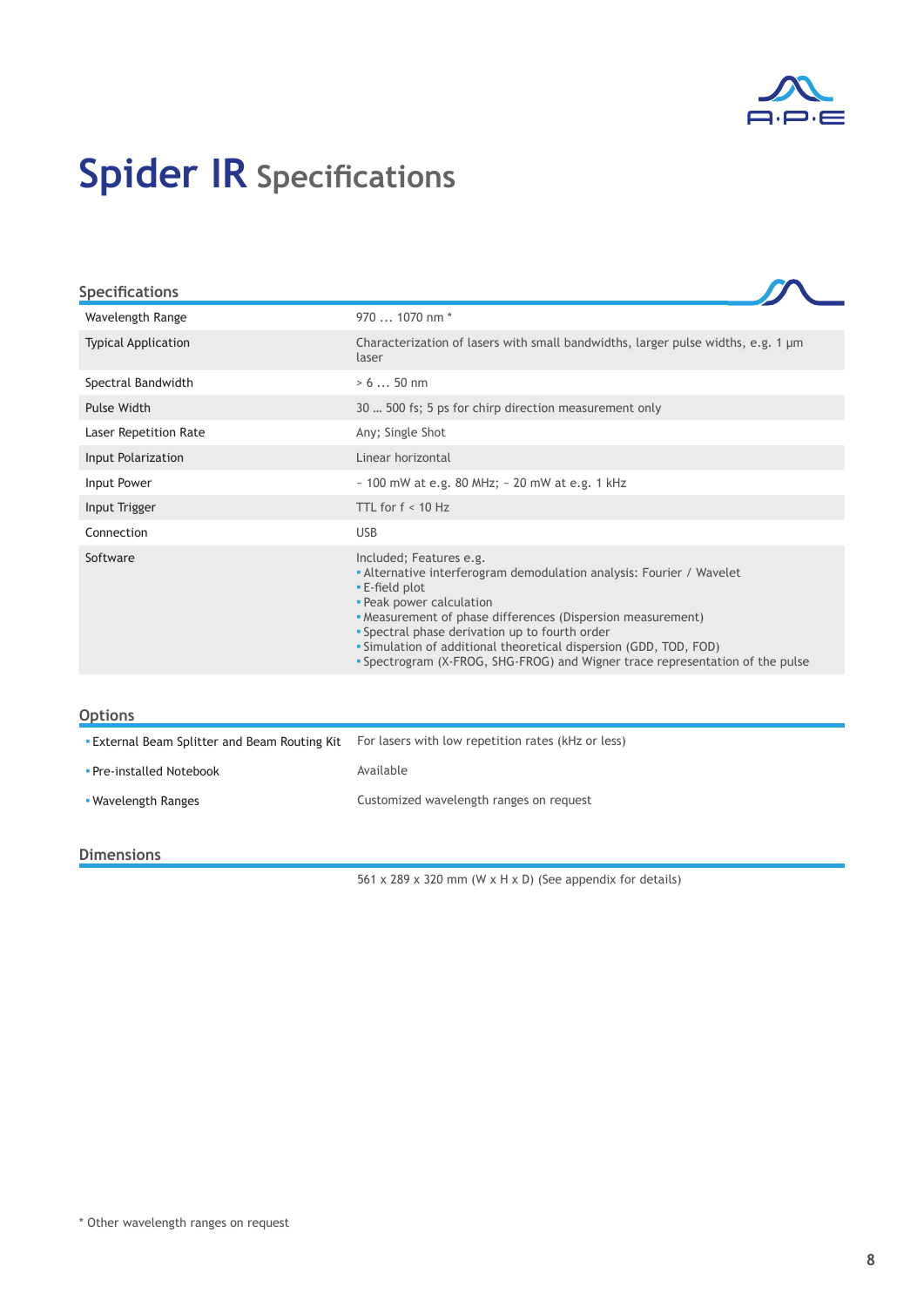# Spider IR Specifications

## Specifications

| | |
|---|---|
| Wavelength Range | 970 … 1070 nm * |
| Typical Application | Characterization of lasers with small bandwidths, larger pulse widths, e.g. 1 µm laser |
| Spectral Bandwidth | > 6 … 50 nm |
| Pulse Width | 30 … 500 fs; 5 ps for chirp direction measurement only |
| Laser Repetition Rate | Any; Single Shot |
| Input Polarization | Linear horizontal |
| Input Power | ~ 100 mW at e.g. 80 MHz; ~ 20 mW at e.g. 1 kHz |
| Input Trigger | TTL for f < 10 Hz |
| Connection | USB |
| Software | Included; Features e.g.<br>▪ Alternative interferogram demodulation analysis: Fourier / Wavelet<br>▪ E-field plot<br>▪ Peak power calculation<br>▪ Measurement of phase differences (Dispersion measurement)<br>▪ Spectral phase derivation up to fourth order<br>▪ Simulation of additional theoretical dispersion (GDD, TOD, FOD)<br>▪ Spectrogram (X-FROG, SHG-FROG) and Wigner trace representation of the pulse |

## Options

| | |
|---|---|
| ▪ External Beam Splitter and Beam Routing Kit | For lasers with low repetition rates (kHz or less) |
| ▪ Pre-installed Notebook | Available |
| ▪ Wavelength Ranges | Customized wavelength ranges on request |

## Dimensions

561 x 289 x 320 mm (W x H x D) (See appendix for details)

* Other wavelength ranges on request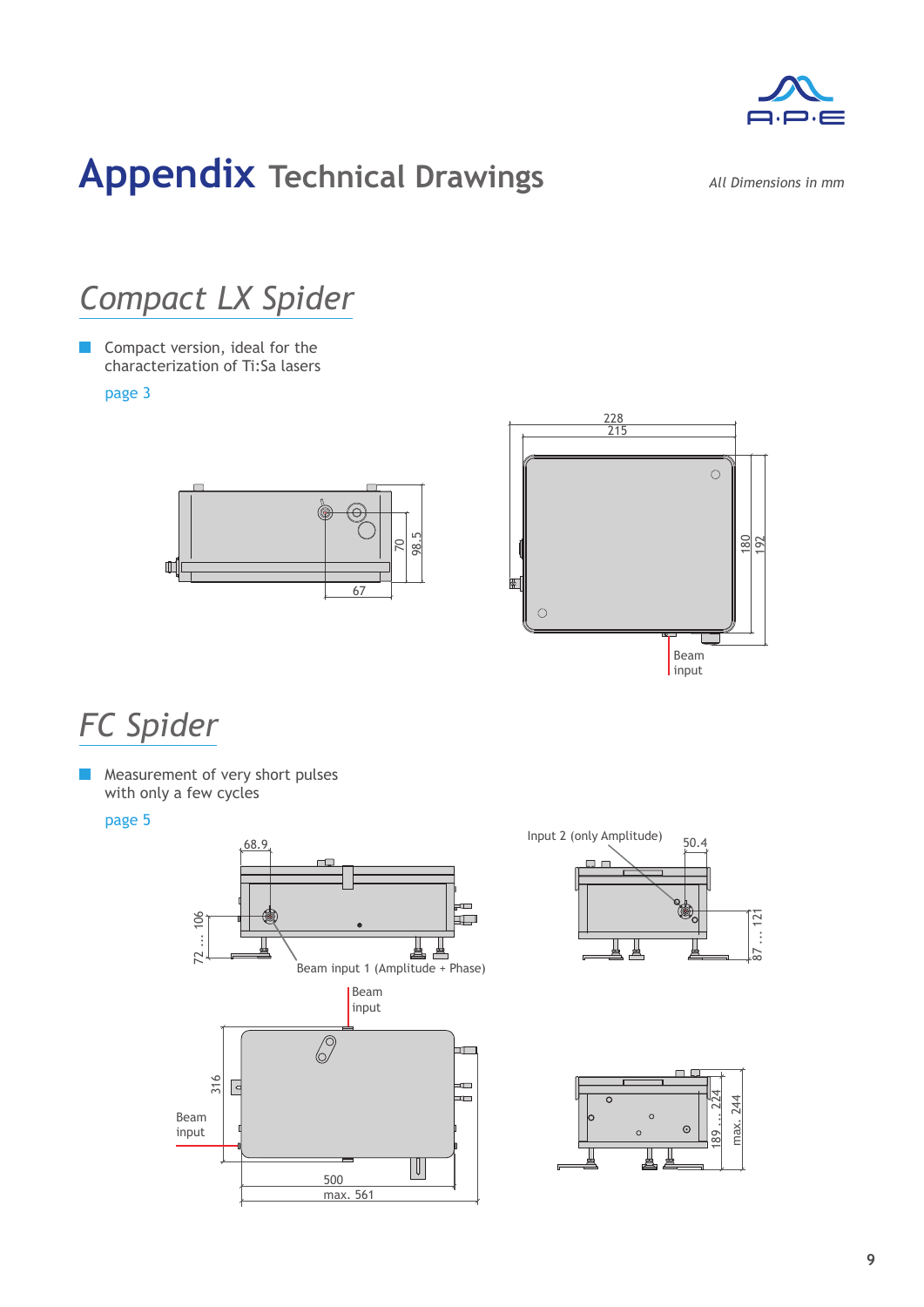# Appendix Technical Drawings

*All Dimensions in mm*

## *Compact LX Spider*

- Compact version, ideal for the characterization of Ti:Sa lasers

page 3

67

70

98.5

228

215

180

192

Beam input

## *FC Spider*

- Measurement of very short pulses with only a few cycles

page 5

68.9

72 ... 106

Beam input 1 (Amplitude + Phase)

Input 2 (only Amplitude)

50.4

87 ... 121

Beam input

316

Beam input

500

max. 561

189 ... 224

max. 244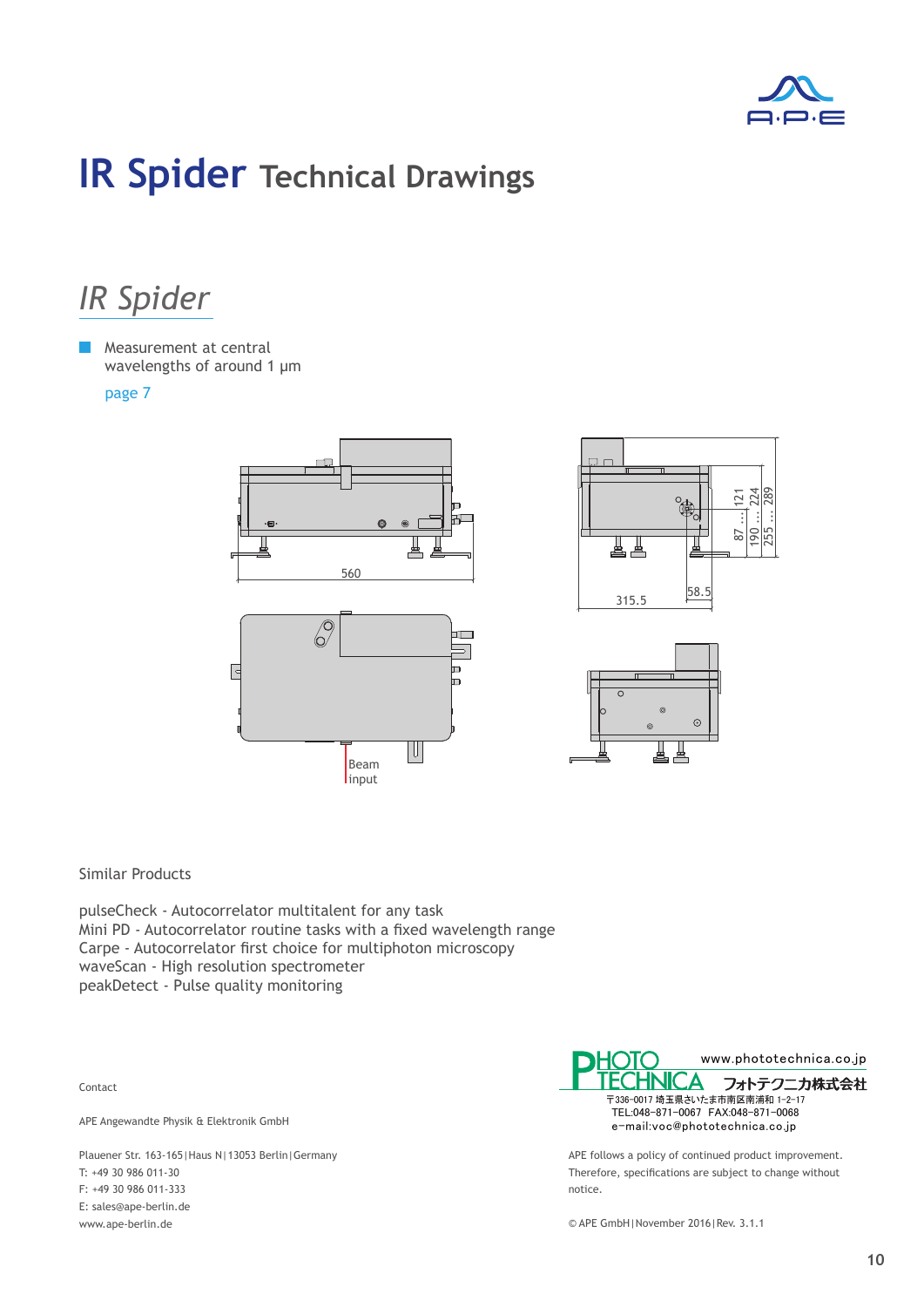# IR Spider Technical Drawings

## *IR Spider*

- Measurement at central wavelengths of around 1 µm

page 7

560

315.5

58.5

87 ... 121

190 ... 224

255 ... 289

Beam input

Similar Products

pulseCheck - Autocorrelator multitalent for any task
Mini PD - Autocorrelator routine tasks with a fixed wavelength range
Carpe - Autocorrelator first choice for multiphoton microscopy
waveScan - High resolution spectrometer
peakDetect - Pulse quality monitoring

Contact

APE Angewandte Physik & Elektronik GmbH

Plauener Str. 163-165 | Haus N | 13053 Berlin | Germany
T: +49 30 986 011-30
F: +49 30 986 011-333
E: sales@ape-berlin.de
www.ape-berlin.de

PHOTO TECHNICA
www.phototechnica.co.jp
フォトテクニカ株式会社
〒336-0017 埼玉県さいたま市南区南浦和 1-2-17
TEL:048-871-0067 FAX:048-871-0068
e-mail:voc@phototechnica.co.jp

APE follows a policy of continued product improvement. Therefore, specifications are subject to change without notice.

© APE GmbH | November 2016 | Rev. 3.1.1